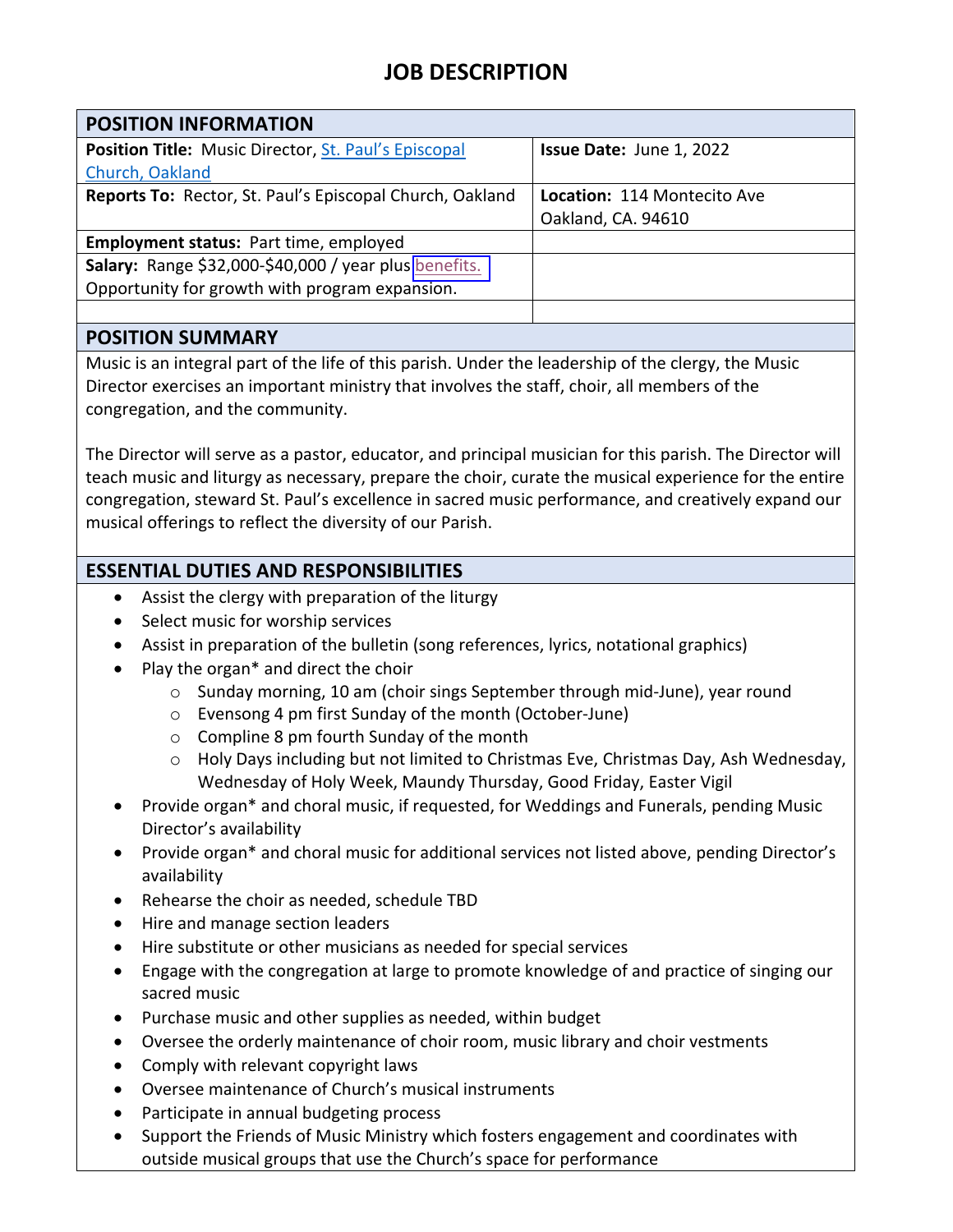# JOB DESCRIPTION

| POSITION INFORMATION | |
|---|---|
| **Position Title:** Music Director, St. Paul's Episcopal Church, Oakland | **Issue Date:** June 1, 2022 |
| **Reports To:** Rector, St. Paul's Episcopal Church, Oakland | **Location:** 114 Montecito Ave Oakland, CA. 94610 |
| **Employment status:** Part time, employed | |
| **Salary:** Range $32,000-$40,000 / year plus benefits. Opportunity for growth with program expansion. | |
| | |

## POSITION SUMMARY

Music is an integral part of the life of this parish. Under the leadership of the clergy, the Music Director exercises an important ministry that involves the staff, choir, all members of the congregation, and the community.

The Director will serve as a pastor, educator, and principal musician for this parish. The Director will teach music and liturgy as necessary, prepare the choir, curate the musical experience for the entire congregation, steward St. Paul's excellence in sacred music performance, and creatively expand our musical offerings to reflect the diversity of our Parish.

## ESSENTIAL DUTIES AND RESPONSIBILITIES

- Assist the clergy with preparation of the liturgy
- Select music for worship services
- Assist in preparation of the bulletin (song references, lyrics, notational graphics)
- Play the organ* and direct the choir
  - Sunday morning, 10 am (choir sings September through mid-June), year round
  - Evensong 4 pm first Sunday of the month (October-June)
  - Compline 8 pm fourth Sunday of the month
  - Holy Days including but not limited to Christmas Eve, Christmas Day, Ash Wednesday, Wednesday of Holy Week, Maundy Thursday, Good Friday, Easter Vigil
- Provide organ* and choral music, if requested, for Weddings and Funerals, pending Music Director's availability
- Provide organ* and choral music for additional services not listed above, pending Director's availability
- Rehearse the choir as needed, schedule TBD
- Hire and manage section leaders
- Hire substitute or other musicians as needed for special services
- Engage with the congregation at large to promote knowledge of and practice of singing our sacred music
- Purchase music and other supplies as needed, within budget
- Oversee the orderly maintenance of choir room, music library and choir vestments
- Comply with relevant copyright laws
- Oversee maintenance of Church's musical instruments
- Participate in annual budgeting process
- Support the Friends of Music Ministry which fosters engagement and coordinates with outside musical groups that use the Church's space for performance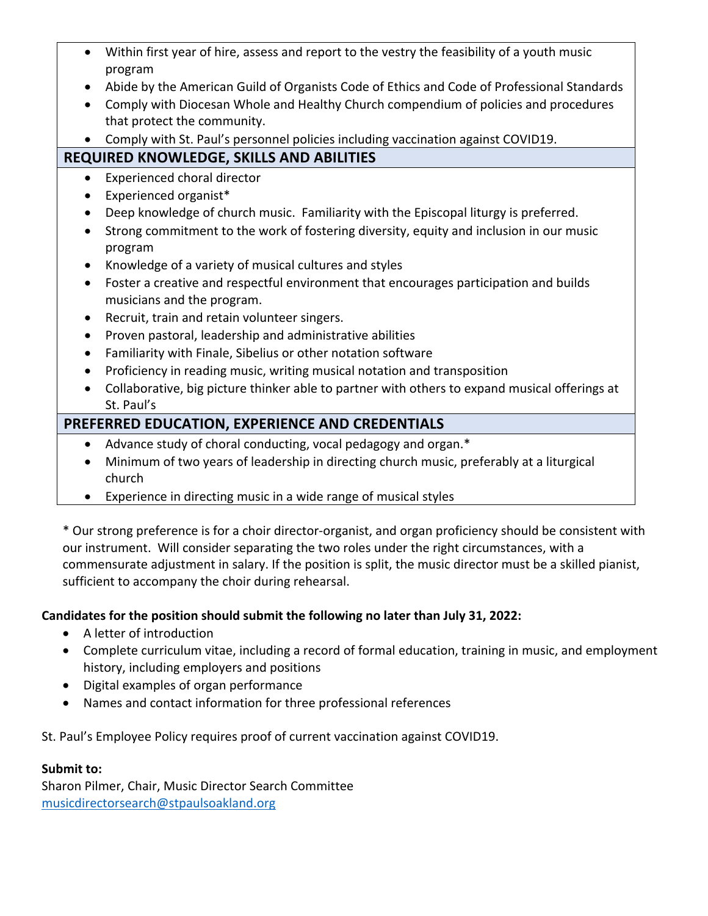- Within first year of hire, assess and report to the vestry the feasibility of a youth music program
- Abide by the American Guild of Organists Code of Ethics and Code of Professional Standards
- Comply with Diocesan Whole and Healthy Church compendium of policies and procedures that protect the community.
- Comply with St. Paul's personnel policies including vaccination against COVID19.

## REQUIRED KNOWLEDGE, SKILLS AND ABILITIES

- Experienced choral director
- Experienced organist*
- Deep knowledge of church music. Familiarity with the Episcopal liturgy is preferred.
- Strong commitment to the work of fostering diversity, equity and inclusion in our music program
- Knowledge of a variety of musical cultures and styles
- Foster a creative and respectful environment that encourages participation and builds musicians and the program.
- Recruit, train and retain volunteer singers.
- Proven pastoral, leadership and administrative abilities
- Familiarity with Finale, Sibelius or other notation software
- Proficiency in reading music, writing musical notation and transposition
- Collaborative, big picture thinker able to partner with others to expand musical offerings at St. Paul's

## PREFERRED EDUCATION, EXPERIENCE AND CREDENTIALS

- Advance study of choral conducting, vocal pedagogy and organ.*
- Minimum of two years of leadership in directing church music, preferably at a liturgical church
- Experience in directing music in a wide range of musical styles

\* Our strong preference is for a choir director-organist, and organ proficiency should be consistent with our instrument. Will consider separating the two roles under the right circumstances, with a commensurate adjustment in salary. If the position is split, the music director must be a skilled pianist, sufficient to accompany the choir during rehearsal.

**Candidates for the position should submit the following no later than July 31, 2022:**

- A letter of introduction
- Complete curriculum vitae, including a record of formal education, training in music, and employment history, including employers and positions
- Digital examples of organ performance
- Names and contact information for three professional references

St. Paul's Employee Policy requires proof of current vaccination against COVID19.

**Submit to:**
Sharon Pilmer, Chair, Music Director Search Committee
musicdirectorsearch@stpaulsoakland.org